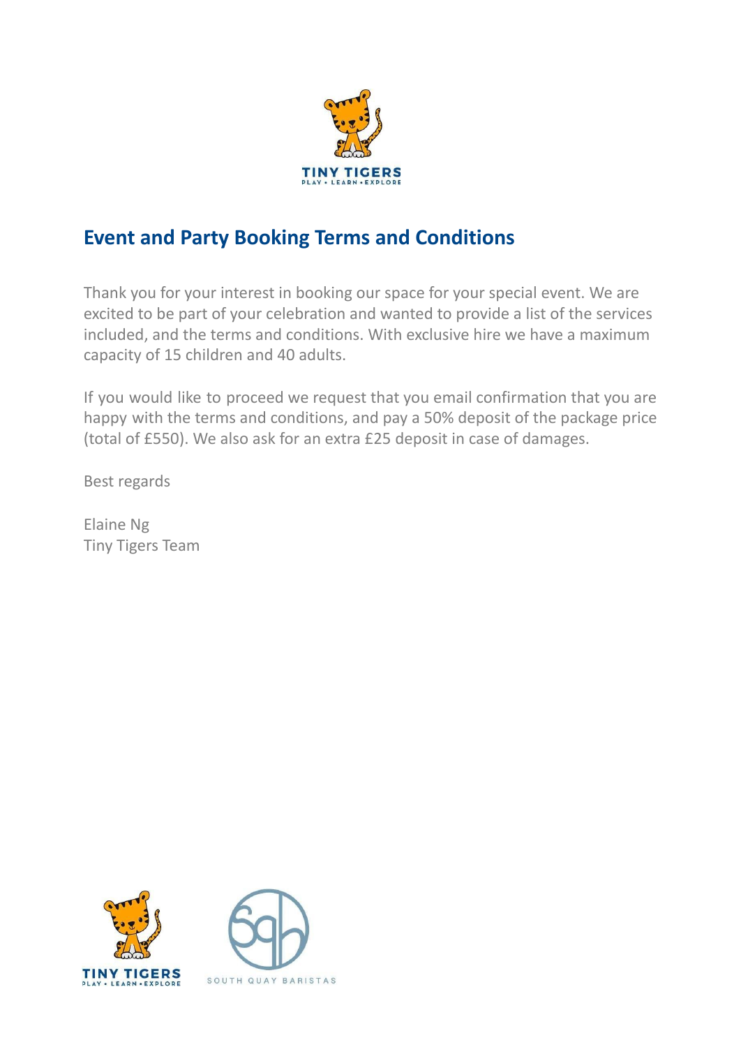## Event and Party Booking Terms and Conditions

Thank you for your interest in booking our space for your special event. We are excited to be part of your celebration and wanted to provide a list of the services included, and the terms and conditions. With exclusive hire we have a maximum capacity of 15 children and 40 adults.

If you would like to proceed we request that you email confirmation that you are happy with the terms and conditions, and pay a 50% deposit of the package price (total of £550). We also ask for an extra £25 deposit in case of damages.

Best regards

Elaine Ng  
Tiny Tigers Team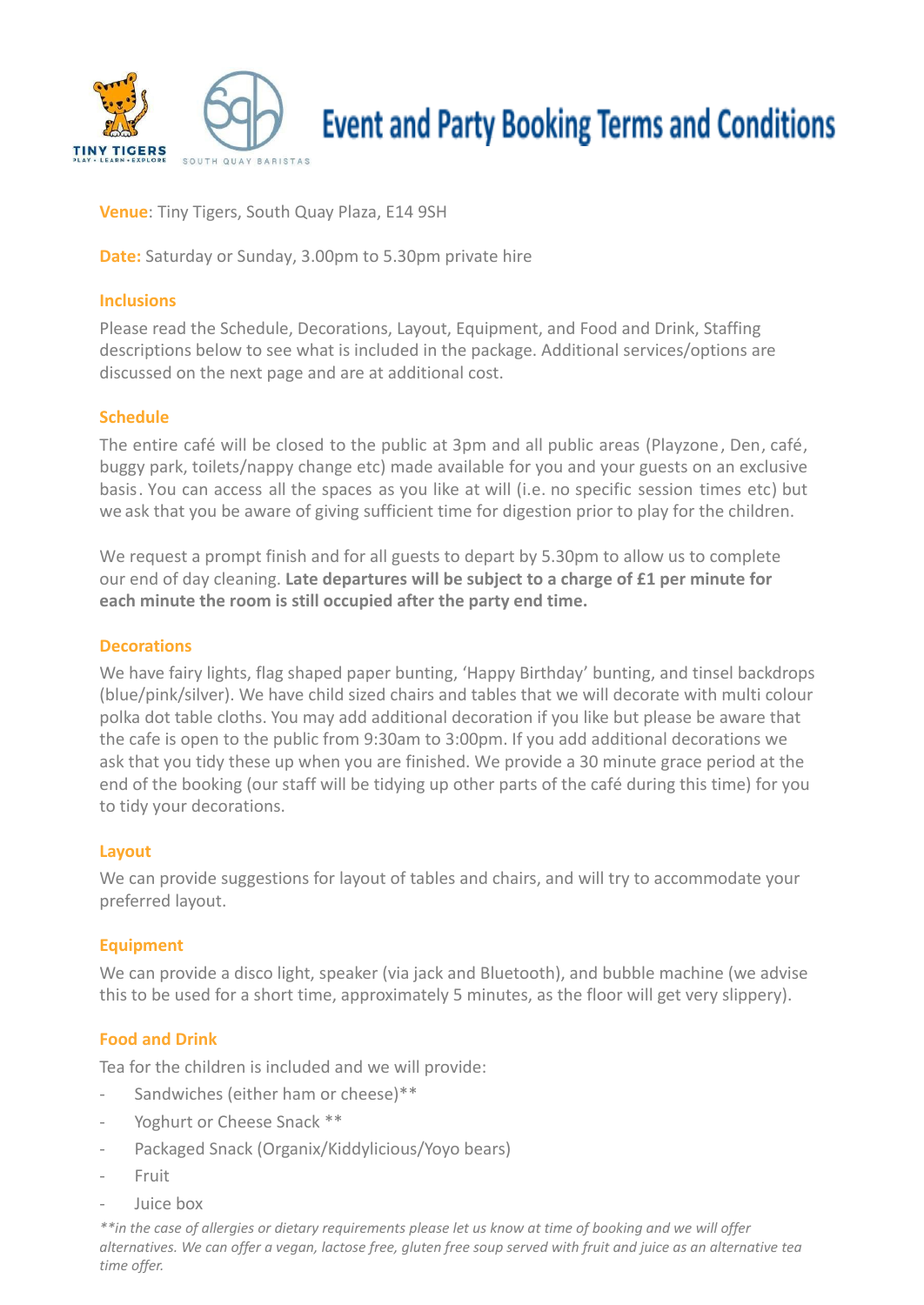# Event and Party Booking Terms and Conditions

**Venue**: Tiny Tigers, South Quay Plaza, E14 9SH

**Date:** Saturday or Sunday, 3.00pm to 5.30pm private hire

## Inclusions

Please read the Schedule, Decorations, Layout, Equipment, and Food and Drink, Staffing descriptions below to see what is included in the package. Additional services/options are discussed on the next page and are at additional cost.

## Schedule

The entire café will be closed to the public at 3pm and all public areas (Playzone, Den, café, buggy park, toilets/nappy change etc) made available for you and your guests on an exclusive basis. You can access all the spaces as you like at will (i.e. no specific session times etc) but we ask that you be aware of giving sufficient time for digestion prior to play for the children.

We request a prompt finish and for all guests to depart by 5.30pm to allow us to complete our end of day cleaning. **Late departures will be subject to a charge of £1 per minute for each minute the room is still occupied after the party end time.**

## Decorations

We have fairy lights, flag shaped paper bunting, 'Happy Birthday' bunting, and tinsel backdrops (blue/pink/silver). We have child sized chairs and tables that we will decorate with multi colour polka dot table cloths. You may add additional decoration if you like but please be aware that the cafe is open to the public from 9:30am to 3:00pm. If you add additional decorations we ask that you tidy these up when you are finished. We provide a 30 minute grace period at the end of the booking (our staff will be tidying up other parts of the café during this time) for you to tidy your decorations.

## Layout

We can provide suggestions for layout of tables and chairs, and will try to accommodate your preferred layout.

## Equipment

We can provide a disco light, speaker (via jack and Bluetooth), and bubble machine (we advise this to be used for a short time, approximately 5 minutes, as the floor will get very slippery).

## Food and Drink

Tea for the children is included and we will provide:

- Sandwiches (either ham or cheese)**
- Yoghurt or Cheese Snack **
- Packaged Snack (Organix/Kiddylicious/Yoyo bears)
- Fruit
- Juice box

*\*\*in the case of allergies or dietary requirements please let us know at time of booking and we will offer alternatives. We can offer a vegan, lactose free, gluten free soup served with fruit and juice as an alternative tea time offer.*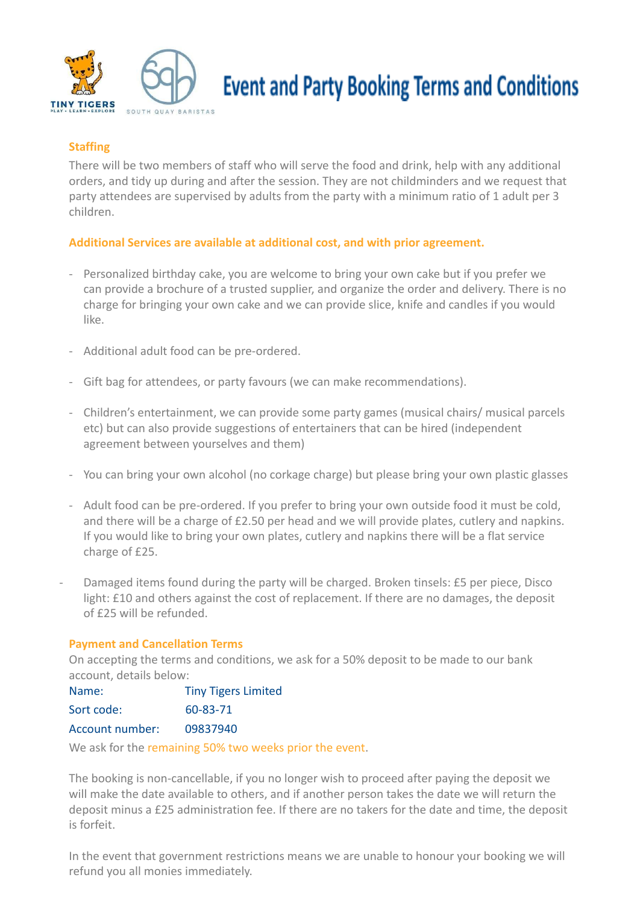# Event and Party Booking Terms and Conditions

## Staffing

There will be two members of staff who will serve the food and drink, help with any additional orders, and tidy up during and after the session. They are not childminders and we request that party attendees are supervised by adults from the party with a minimum ratio of 1 adult per 3 children.

## Additional Services are available at additional cost, and with prior agreement.

- Personalized birthday cake, you are welcome to bring your own cake but if you prefer we can provide a brochure of a trusted supplier, and organize the order and delivery. There is no charge for bringing your own cake and we can provide slice, knife and candles if you would like.
- Additional adult food can be pre-ordered.
- Gift bag for attendees, or party favours (we can make recommendations).
- Children's entertainment, we can provide some party games (musical chairs/ musical parcels etc) but can also provide suggestions of entertainers that can be hired (independent agreement between yourselves and them)
- You can bring your own alcohol (no corkage charge) but please bring your own plastic glasses
- Adult food can be pre-ordered. If you prefer to bring your own outside food it must be cold, and there will be a charge of £2.50 per head and we will provide plates, cutlery and napkins. If you would like to bring your own plates, cutlery and napkins there will be a flat service charge of £25.
- Damaged items found during the party will be charged. Broken tinsels: £5 per piece, Disco light: £10 and others against the cost of replacement. If there are no damages, the deposit of £25 will be refunded.

## Payment and Cancellation Terms

On accepting the terms and conditions, we ask for a 50% deposit to be made to our bank account, details below:

| | |
|---|---|
| Name: | Tiny Tigers Limited |
| Sort code: | 60-83-71 |
| Account number: | 09837940 |

We ask for the remaining 50% two weeks prior the event.

The booking is non-cancellable, if you no longer wish to proceed after paying the deposit we will make the date available to others, and if another person takes the date we will return the deposit minus a £25 administration fee. If there are no takers for the date and time, the deposit is forfeit.

In the event that government restrictions means we are unable to honour your booking we will refund you all monies immediately.